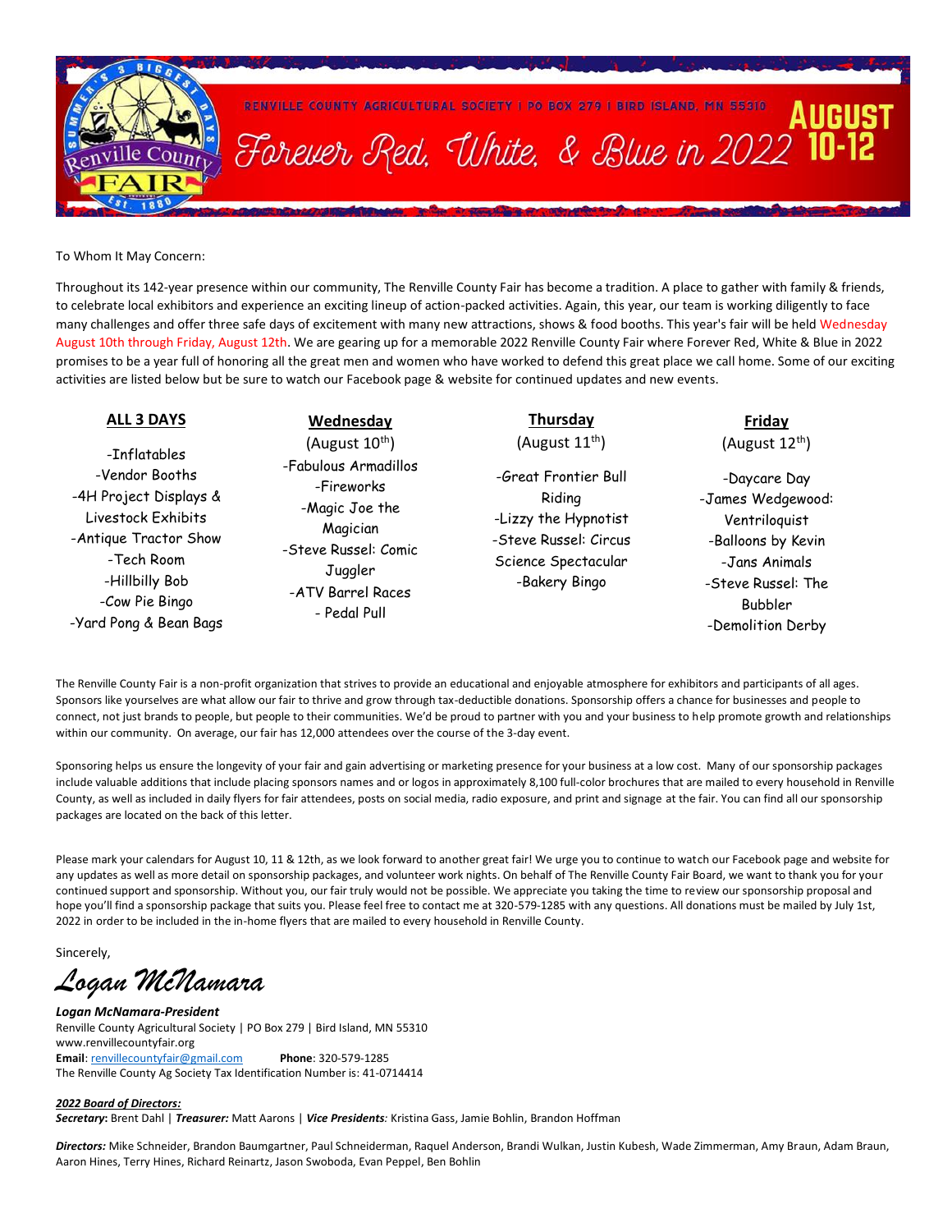RENVILLE COUNTY AGRICULTURAL SOCIETY | PO BOX 279 | BIRD ISLAND, MN 55310

# Forever Red, White, & Blue in 2022

**AUGUST 10-12**

To Whom It May Concern:

Throughout its 142-year presence within our community, The Renville County Fair has become a tradition. A place to gather with family & friends, to celebrate local exhibitors and experience an exciting lineup of action-packed activities. Again, this year, our team is working diligently to face many challenges and offer three safe days of excitement with many new attractions, shows & food booths. This year's fair will be held Wednesday August 10th through Friday, August 12th. We are gearing up for a memorable 2022 Renville County Fair where Forever Red, White & Blue in 2022 promises to be a year full of honoring all the great men and women who have worked to defend this great place we call home. Some of our exciting activities are listed below but be sure to watch our Facebook page & website for continued updates and new events.

**ALL 3 DAYS**

- -Inflatables
- -Vendor Booths
- -4H Project Displays & Livestock Exhibits
- -Antique Tractor Show
- -Tech Room
- -Hillbilly Bob
- -Cow Pie Bingo
- -Yard Pong & Bean Bags

**Wednesday** (August 10th)

- -Fabulous Armadillos
- -Fireworks
- -Magic Joe the Magician
- -Steve Russel: Comic Juggler
- -ATV Barrel Races
- - Pedal Pull

**Thursday** (August 11th)

- -Great Frontier Bull Riding
- -Lizzy the Hypnotist
- -Steve Russel: Circus Science Spectacular
- -Bakery Bingo

**Friday** (August 12th)

- -Daycare Day
- -James Wedgewood: Ventriloquist
- -Balloons by Kevin
- -Jans Animals
- -Steve Russel: The Bubbler
- -Demolition Derby

The Renville County Fair is a non-profit organization that strives to provide an educational and enjoyable atmosphere for exhibitors and participants of all ages. Sponsors like yourselves are what allow our fair to thrive and grow through tax-deductible donations. Sponsorship offers a chance for businesses and people to connect, not just brands to people, but people to their communities. We'd be proud to partner with you and your business to help promote growth and relationships within our community. On average, our fair has 12,000 attendees over the course of the 3-day event.

Sponsoring helps us ensure the longevity of your fair and gain advertising or marketing presence for your business at a low cost. Many of our sponsorship packages include valuable additions that include placing sponsors names and or logos in approximately 8,100 full-color brochures that are mailed to every household in Renville County, as well as included in daily flyers for fair attendees, posts on social media, radio exposure, and print and signage at the fair. You can find all our sponsorship packages are located on the back of this letter.

Please mark your calendars for August 10, 11 & 12th, as we look forward to another great fair! We urge you to continue to watch our Facebook page and website for any updates as well as more detail on sponsorship packages, and volunteer work nights. On behalf of The Renville County Fair Board, we want to thank you for your continued support and sponsorship. Without you, our fair truly would not be possible. We appreciate you taking the time to review our sponsorship proposal and hope you'll find a sponsorship package that suits you. Please feel free to contact me at 320-579-1285 with any questions. All donations must be mailed by July 1st, 2022 in order to be included in the in-home flyers that are mailed to every household in Renville County.

Sincerely,

*Logan McNamara*

***Logan McNamara-President***
Renville County Agricultural Society | PO Box 279 | Bird Island, MN 55310
www.renvillecountyfair.org
**Email**: renvillecountyfair@gmail.com **Phone**: 320-579-1285
The Renville County Ag Society Tax Identification Number is: 41-0714414

***2022 Board of Directors:***
***Secretary:*** Brent Dahl | ***Treasurer:*** Matt Aarons | ***Vice Presidents:*** Kristina Gass, Jamie Bohlin, Brandon Hoffman

***Directors:*** Mike Schneider, Brandon Baumgartner, Paul Schneiderman, Raquel Anderson, Brandi Wulkan, Justin Kubesh, Wade Zimmerman, Amy Braun, Adam Braun, Aaron Hines, Terry Hines, Richard Reinartz, Jason Swoboda, Evan Peppel, Ben Bohlin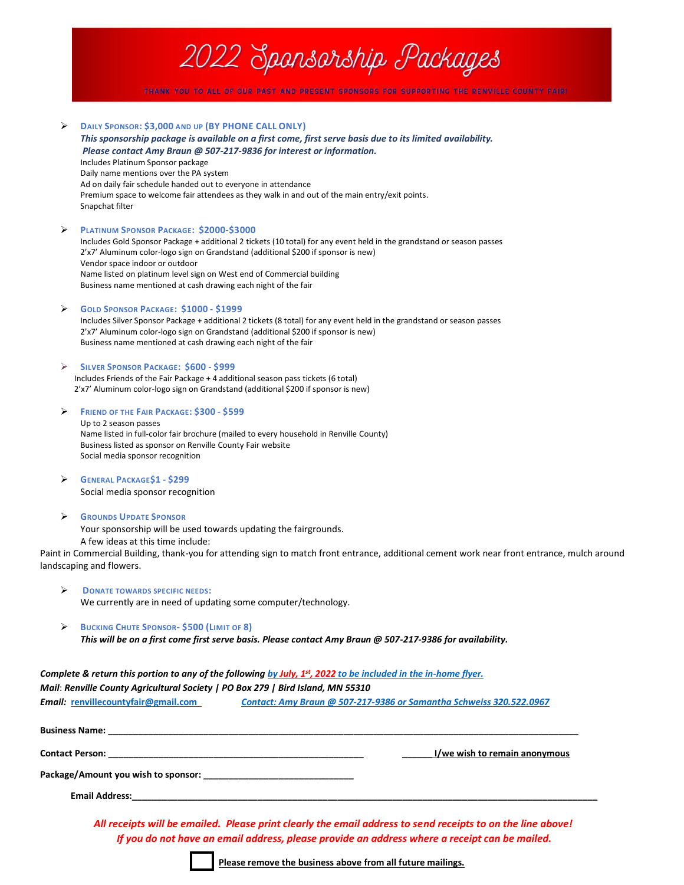# 2022 Sponsorship Packages

THANK YOU TO ALL OF OUR PAST AND PRESENT SPONSORS FOR SUPPORTING THE RENVILLE COUNTY FAIR!

- **DAILY SPONSOR: $3,000 AND UP (BY PHONE CALL ONLY)**
  ***This sponsorship package is available on a first come, first serve basis due to its limited availability.***
  ***Please contact Amy Braun @ 507-217-9836 for interest or information.***
  Includes Platinum Sponsor package
  Daily name mentions over the PA system
  Ad on daily fair schedule handed out to everyone in attendance
  Premium space to welcome fair attendees as they walk in and out of the main entry/exit points.
  Snapchat filter

- **PLATINUM SPONSOR PACKAGE: $2000-$3000**
  Includes Gold Sponsor Package + additional 2 tickets (10 total) for any event held in the grandstand or season passes
  2'x7' Aluminum color-logo sign on Grandstand (additional $200 if sponsor is new)
  Vendor space indoor or outdoor
  Name listed on platinum level sign on West end of Commercial building
  Business name mentioned at cash drawing each night of the fair

- **GOLD SPONSOR PACKAGE: $1000 - $1999**
  Includes Silver Sponsor Package + additional 2 tickets (8 total) for any event held in the grandstand or season passes
  2'x7' Aluminum color-logo sign on Grandstand (additional $200 if sponsor is new)
  Business name mentioned at cash drawing each night of the fair

- **SILVER SPONSOR PACKAGE: $600 - $999**
  Includes Friends of the Fair Package + 4 additional season pass tickets (6 total)
  2'x7' Aluminum color-logo sign on Grandstand (additional $200 if sponsor is new)

- **FRIEND OF THE FAIR PACKAGE: $300 - $599**
  Up to 2 season passes
  Name listed in full-color fair brochure (mailed to every household in Renville County)
  Business listed as sponsor on Renville County Fair website
  Social media sponsor recognition

- **GENERAL PACKAGE$1 - $299**
  Social media sponsor recognition

- **GROUNDS UPDATE SPONSOR**
  Your sponsorship will be used towards updating the fairgrounds.
  A few ideas at this time include:

Paint in Commercial Building, thank-you for attending sign to match front entrance, additional cement work near front entrance, mulch around landscaping and flowers.

- **DONATE TOWARDS SPECIFIC NEEDS:**
  We currently are in need of updating some computer/technology.

- **BUCKING CHUTE SPONSOR- $500 (LIMIT OF 8)**
  ***This will be on a first come first serve basis. Please contact Amy Braun @ 507-217-9386 for availability.***

***Complete & return this portion to any of the following*** ***by July, 1st, 2022 to be included in the in-home flyer.***
***Mail**: Renville County Agricultural Society | PO Box 279 | Bird Island, MN 55310*
***Email:*** renvillecountyfair@gmail.com ***Contact: Amy Braun @ 507-217-9386 or Samantha Schweiss 320.522.0967***

**Business Name:** ____________________________________________

**Contact Person:** ______________________________ ______**I/we wish to remain anonymous**

**Package/Amount you wish to sponsor:** ______________________

**Email Address:**____________________________________________

***All receipts will be emailed. Please print clearly the email address to send receipts to on the line above!***
***If you do not have an email address, please provide an address where a receipt can be mailed.***

☐ **Please remove the business above from all future mailings.**